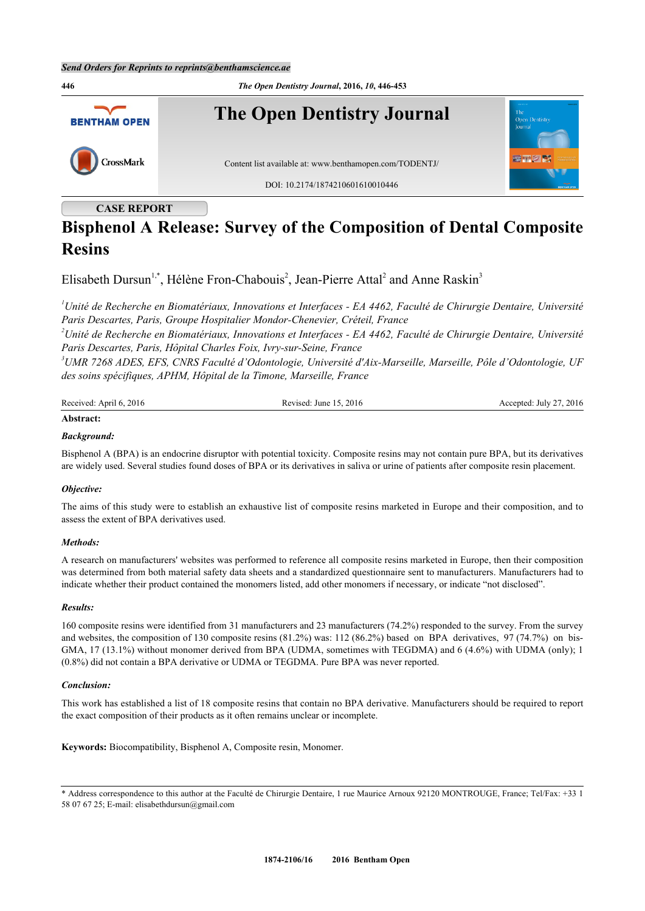CASE REPORT

# Bisphenol A Release: Survey of the Composition of Dental Composite Resins

Elisabeth Dursun[1,*], Hélène Fron-Chabouis[2], Jean-Pierre Attal[2] and Anne Raskin[3]

*[1]Unité de Recherche en Biomatériaux, Innovations et Interfaces - EA 4462, Faculté de Chirurgie Dentaire, Université Paris Descartes, Paris, Groupe Hospitalier Mondor-Chenevier, Créteil, France*

*[2]Unité de Recherche en Biomatériaux, Innovations et Interfaces - EA 4462, Faculté de Chirurgie Dentaire, Université Paris Descartes, Paris, Hôpital Charles Foix, Ivry-sur-Seine, France*

*[3]UMR 7268 ADES, EFS, CNRS Faculté d'Odontologie, Université d'Aix-Marseille, Marseille, Pôle d'Odontologie, UF des soins spécifiques, APHM, Hôpital de la Timone, Marseille, France*

Received: April 6, 2016 Revised: June 15, 2016 Accepted: July 27, 2016

**Abstract:**

***Background:***

Bisphenol A (BPA) is an endocrine disruptor with potential toxicity. Composite resins may not contain pure BPA, but its derivatives are widely used. Several studies found doses of BPA or its derivatives in saliva or urine of patients after composite resin placement.

***Objective:***

The aims of this study were to establish an exhaustive list of composite resins marketed in Europe and their composition, and to assess the extent of BPA derivatives used.

***Methods:***

A research on manufacturers' websites was performed to reference all composite resins marketed in Europe, then their composition was determined from both material safety data sheets and a standardized questionnaire sent to manufacturers. Manufacturers had to indicate whether their product contained the monomers listed, add other monomers if necessary, or indicate "not disclosed".

***Results:***

160 composite resins were identified from 31 manufacturers and 23 manufacturers (74.2%) responded to the survey. From the survey and websites, the composition of 130 composite resins (81.2%) was: 112 (86.2%) based on BPA derivatives, 97 (74.7%) on bis-GMA, 17 (13.1%) without monomer derived from BPA (UDMA, sometimes with TEGDMA) and 6 (4.6%) with UDMA (only); 1 (0.8%) did not contain a BPA derivative or UDMA or TEGDMA. Pure BPA was never reported.

***Conclusion:***

This work has established a list of 18 composite resins that contain no BPA derivative. Manufacturers should be required to report the exact composition of their products as it often remains unclear or incomplete.

**Keywords:** Biocompatibility, Bisphenol A, Composite resin, Monomer.

* Address correspondence to this author at the Faculté de Chirurgie Dentaire, 1 rue Maurice Arnoux 92120 MONTROUGE, France; Tel/Fax: +33 1 58 07 67 25; E-mail: elisabethdursun@gmail.com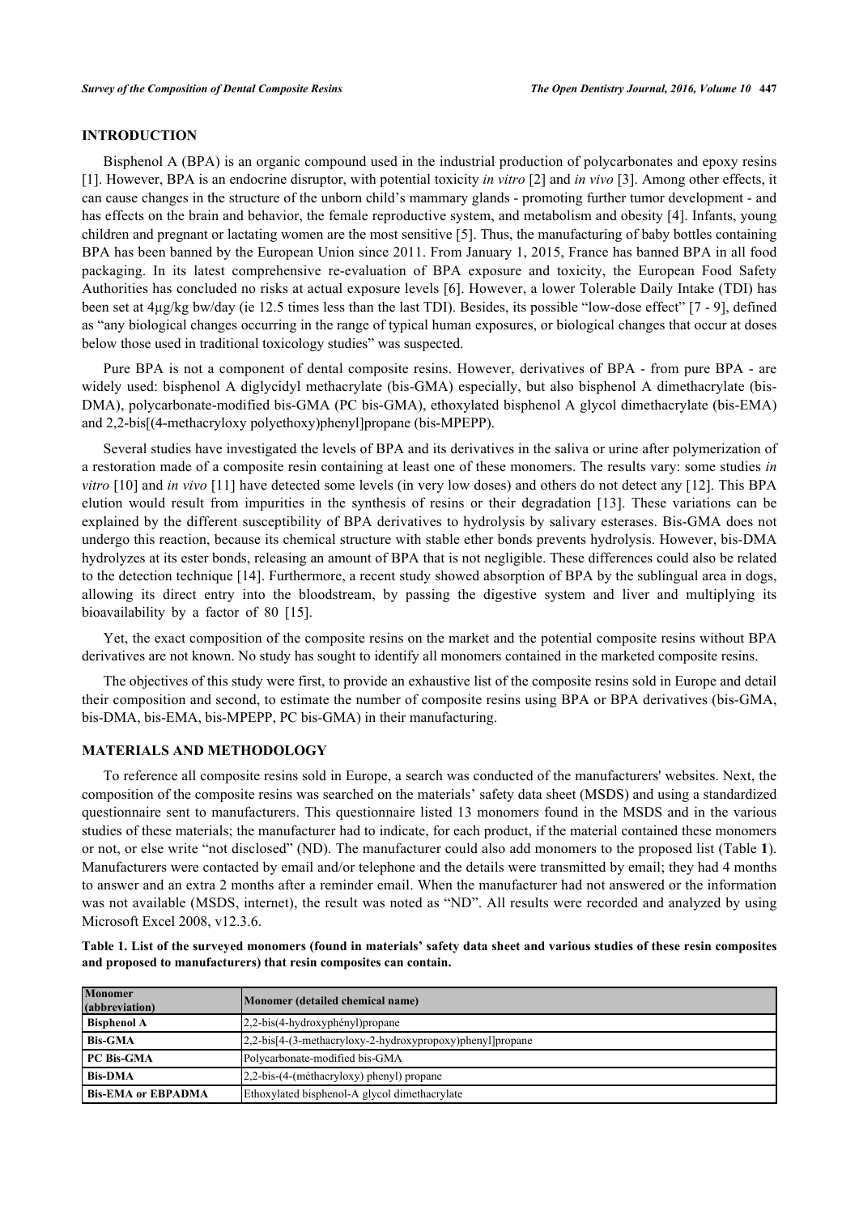## INTRODUCTION

Bisphenol A (BPA) is an organic compound used in the industrial production of polycarbonates and epoxy resins [1]. However, BPA is an endocrine disruptor, with potential toxicity *in vitro* [2] and *in vivo* [3]. Among other effects, it can cause changes in the structure of the unborn child's mammary glands - promoting further tumor development - and has effects on the brain and behavior, the female reproductive system, and metabolism and obesity [4]. Infants, young children and pregnant or lactating women are the most sensitive [5]. Thus, the manufacturing of baby bottles containing BPA has been banned by the European Union since 2011. From January 1, 2015, France has banned BPA in all food packaging. In its latest comprehensive re-evaluation of BPA exposure and toxicity, the European Food Safety Authorities has concluded no risks at actual exposure levels [6]. However, a lower Tolerable Daily Intake (TDI) has been set at 4µg/kg bw/day (ie 12.5 times less than the last TDI). Besides, its possible "low-dose effect" [7 - 9], defined as "any biological changes occurring in the range of typical human exposures, or biological changes that occur at doses below those used in traditional toxicology studies" was suspected.

Pure BPA is not a component of dental composite resins. However, derivatives of BPA - from pure BPA - are widely used: bisphenol A diglycidyl methacrylate (bis-GMA) especially, but also bisphenol A dimethacrylate (bis-DMA), polycarbonate-modified bis-GMA (PC bis-GMA), ethoxylated bisphenol A glycol dimethacrylate (bis-EMA) and 2,2-bis[(4-methacryloxy polyethoxy)phenyl]propane (bis-MPEPP).

Several studies have investigated the levels of BPA and its derivatives in the saliva or urine after polymerization of a restoration made of a composite resin containing at least one of these monomers. The results vary: some studies *in vitro* [10] and *in vivo* [11] have detected some levels (in very low doses) and others do not detect any [12]. This BPA elution would result from impurities in the synthesis of resins or their degradation [13]. These variations can be explained by the different susceptibility of BPA derivatives to hydrolysis by salivary esterases. Bis-GMA does not undergo this reaction, because its chemical structure with stable ether bonds prevents hydrolysis. However, bis-DMA hydrolyzes at its ester bonds, releasing an amount of BPA that is not negligible. These differences could also be related to the detection technique [14]. Furthermore, a recent study showed absorption of BPA by the sublingual area in dogs, allowing its direct entry into the bloodstream, by passing the digestive system and liver and multiplying its bioavailability by a factor of 80 [15].

Yet, the exact composition of the composite resins on the market and the potential composite resins without BPA derivatives are not known. No study has sought to identify all monomers contained in the marketed composite resins.

The objectives of this study were first, to provide an exhaustive list of the composite resins sold in Europe and detail their composition and second, to estimate the number of composite resins using BPA or BPA derivatives (bis-GMA, bis-DMA, bis-EMA, bis-MPEPP, PC bis-GMA) in their manufacturing.

## MATERIALS AND METHODOLOGY

To reference all composite resins sold in Europe, a search was conducted of the manufacturers' websites. Next, the composition of the composite resins was searched on the materials' safety data sheet (MSDS) and using a standardized questionnaire sent to manufacturers. This questionnaire listed 13 monomers found in the MSDS and in the various studies of these materials; the manufacturer had to indicate, for each product, if the material contained these monomers or not, or else write "not disclosed" (ND). The manufacturer could also add monomers to the proposed list (Table **1**). Manufacturers were contacted by email and/or telephone and the details were transmitted by email; they had 4 months to answer and an extra 2 months after a reminder email. When the manufacturer had not answered or the information was not available (MSDS, internet), the result was noted as "ND". All results were recorded and analyzed by using Microsoft Excel 2008, v12.3.6.

**Table 1. List of the surveyed monomers (found in materials' safety data sheet and various studies of these resin composites and proposed to manufacturers) that resin composites can contain.**

| Monomer (abbreviation) | Monomer (detailed chemical name) |
|---|---|
| **Bisphenol A** | 2,2-bis(4-hydroxyphényl)propane |
| **Bis-GMA** | 2,2-bis[4-(3-methacryloxy-2-hydroxypropoxy)phenyl]propane |
| **PC Bis-GMA** | Polycarbonate-modified bis-GMA |
| **Bis-DMA** | 2,2-bis-(4-(méthacryloxy) phenyl) propane |
| **Bis-EMA or EBPADMA** | Ethoxylated bisphenol-A glycol dimethacrylate |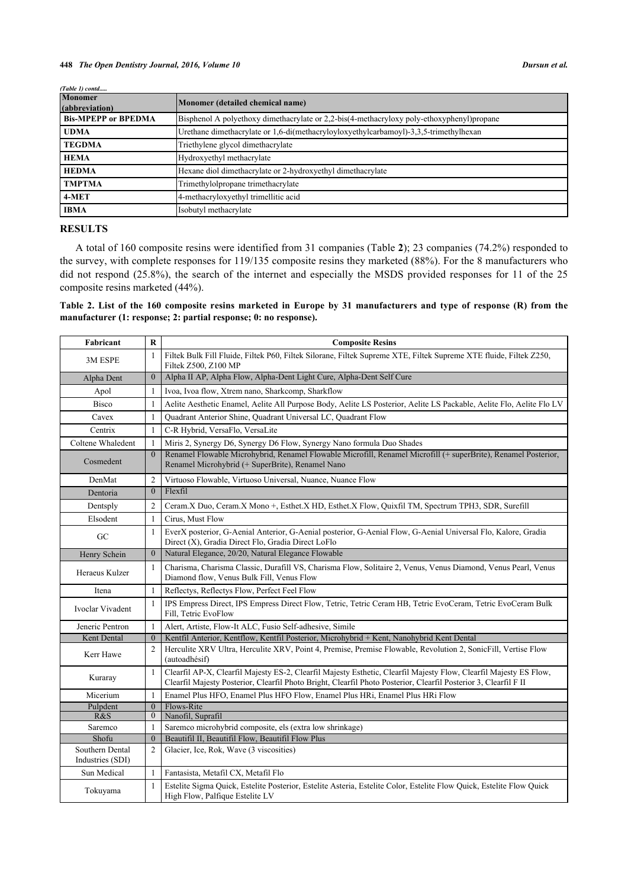*(Table 1) contd.....*

| Monomer (abbreviation) | Monomer (detailed chemical name) |
|---|---|
| **Bis-MPEPP or BPEDMA** | Bisphenol A polyethoxy dimethacrylate or 2,2-bis(4-methacryloxy poly-ethoxyphenyl)propane |
| **UDMA** | Urethane dimethacrylate or 1,6-di(methacryloyloxyethylcarbamoyl)-3,3,5-trimethylhexan |
| **TEGDMA** | Triethylene glycol dimethacrylate |
| **HEMA** | Hydroxyethyl methacrylate |
| **HEDMA** | Hexane diol dimethacrylate or 2-hydroxyethyl dimethacrylate |
| **TMPTMA** | Trimethylolpropane trimethacrylate |
| **4-MET** | 4-methacryloxyethyl trimellitic acid |
| **IBMA** | Isobutyl methacrylate |

## RESULTS

A total of 160 composite resins were identified from 31 companies (Table **2**); 23 companies (74.2%) responded to the survey, with complete responses for 119/135 composite resins they marketed (88%). For the 8 manufacturers who did not respond (25.8%), the search of the internet and especially the MSDS provided responses for 11 of the 25 composite resins marketed (44%).

**Table 2. List of the 160 composite resins marketed in Europe by 31 manufacturers and type of response (R) from the manufacturer (1: response; 2: partial response; 0: no response).**

| Fabricant | R | Composite Resins |
|---|---|---|
| 3M ESPE | 1 | Filtek Bulk Fill Fluide, Filtek P60, Filtek Silorane, Filtek Supreme XTE, Filtek Supreme XTE fluide, Filtek Z250, Filtek Z500, Z100 MP |
| Alpha Dent | 0 | Alpha II AP, Alpha Flow, Alpha-Dent Light Cure, Alpha-Dent Self Cure |
| Apol | 1 | Ivoa, Ivoa flow, Xtrem nano, Sharkcomp, Sharkflow |
| Bisco | 1 | Aelite Aesthetic Enamel, Aelite All Purpose Body, Aelite LS Posterior, Aelite LS Packable, Aelite Flo, Aelite Flo LV |
| Cavex | 1 | Quadrant Anterior Shine, Quadrant Universal LC, Quadrant Flow |
| Centrix | 1 | C-R Hybrid, VersaFlo, VersaLite |
| Coltene Whaledent | 1 | Miris 2, Synergy D6, Synergy D6 Flow, Synergy Nano formula Duo Shades |
| Cosmedent | 0 | Renamel Flowable Microhybrid, Renamel Flowable Microfill, Renamel Microfill (+ superBrite), Renamel Posterior, Renamel Microhybrid (+ SuperBrite), Renamel Nano |
| DenMat | 2 | Virtuoso Flowable, Virtuoso Universal, Nuance, Nuance Flow |
| Dentoria | 0 | Flexfil |
| Dentsply | 2 | Ceram.X Duo, Ceram.X Mono +, Esthet.X HD, Esthet.X Flow, Quixfil TM, Spectrum TPH3, SDR, Surefill |
| Elsodent | 1 | Cirus, Must Flow |
| GC | 1 | EverX posterior, G-Aenial Anterior, G-Aenial posterior, G-Aenial Flow, G-Aenial Universal Flo, Kalore, Gradia Direct (X), Gradia Direct Flo, Gradia Direct LoFlo |
| Henry Schein | 0 | Natural Elegance, 20/20, Natural Elegance Flowable |
| Heraeus Kulzer | 1 | Charisma, Charisma Classic, Durafill VS, Charisma Flow, Solitaire 2, Venus, Venus Diamond, Venus Pearl, Venus Diamond flow, Venus Bulk Fill, Venus Flow |
| Itena | 1 | Reflectys, Reflectys Flow, Perfect Feel Flow |
| Ivoclar Vivadent | 1 | IPS Empress Direct, IPS Empress Direct Flow, Tetric, Tetric Ceram HB, Tetric EvoCeram, Tetric EvoCeram Bulk Fill, Tetric EvoFlow |
| Jeneric Pentron | 1 | Alert, Artiste, Flow-It ALC, Fusio Self-adhesive, Simile |
| Kent Dental | 0 | Kentfil Anterior, Kentflow, Kentfil Posterior, Microhybrid + Kent, Nanohybrid Kent Dental |
| Kerr Hawe | 2 | Herculite XRV Ultra, Herculite XRV, Point 4, Premise, Premise Flowable, Revolution 2, SonicFill, Vertise Flow (autoadhésif) |
| Kuraray | 1 | Clearfil AP-X, Clearfil Majesty ES-2, Clearfil Majesty Esthetic, Clearfil Majesty Flow, Clearfil Majesty ES Flow, Clearfil Majesty Posterior, Clearfil Photo Bright, Clearfil Photo Posterior, Clearfil Posterior 3, Clearfil F II |
| Micerium | 1 | Enamel Plus HFO, Enamel Plus HFO Flow, Enamel Plus HRi, Enamel Plus HRi Flow |
| Pulpdent | 0 | Flows-Rite |
| R&S | 0 | Nanofil, Suprafil |
| Saremco | 1 | Saremco microhybrid composite, els (extra low shrinkage) |
| Shofu | 0 | Beautifil II, Beautifil Flow, Beautifil Flow Plus |
| Southern Dental Industries (SDI) | 2 | Glacier, Ice, Rok, Wave (3 viscosities) |
| Sun Medical | 1 | Fantasista, Metafil CX, Metafil Flo |
| Tokuyama | 1 | Estelite Sigma Quick, Estelite Posterior, Estelite Asteria, Estelite Color, Estelite Flow Quick, Estelite Flow Quick High Flow, Palfique Estelite LV |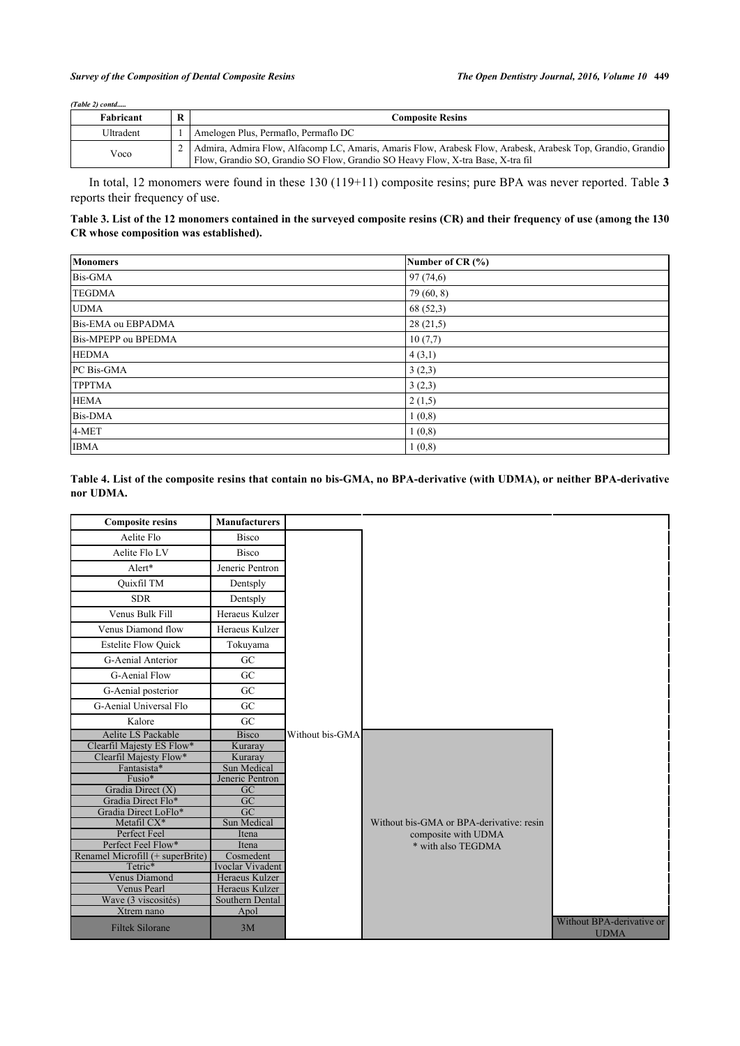*(Table 2) contd.....*

| Fabricant | R | Composite Resins |
|---|---|---|
| Ultradent | 1 | Amelogen Plus, Permaflo, Permaflo DC |
| Voco | 2 | Admira, Admira Flow, Alfacomp LC, Amaris, Amaris Flow, Arabesk Flow, Arabesk, Arabesk Top, Grandio, Grandio Flow, Grandio SO, Grandio SO Flow, Grandio SO Heavy Flow, X-tra Base, X-tra fil |

In total, 12 monomers were found in these 130 (119+11) composite resins; pure BPA was never reported. Table **3** reports their frequency of use.

**Table 3. List of the 12 monomers contained in the surveyed composite resins (CR) and their frequency of use (among the 130 CR whose composition was established).**

| Monomers | Number of CR (%) |
|---|---|
| Bis-GMA | 97 (74,6) |
| TEGDMA | 79 (60, 8) |
| UDMA | 68 (52,3) |
| Bis-EMA ou EBPADMA | 28 (21,5) |
| Bis-MPEPP ou BPEDMA | 10 (7,7) |
| HEDMA | 4 (3,1) |
| PC Bis-GMA | 3 (2,3) |
| TPPTMA | 3 (2,3) |
| HEMA | 2 (1,5) |
| Bis-DMA | 1 (0,8) |
| 4-MET | 1 (0,8) |
| IBMA | 1 (0,8) |

**Table 4. List of the composite resins that contain no bis-GMA, no BPA-derivative (with UDMA), or neither BPA-derivative nor UDMA.**

| Composite resins | Manufacturers | | | |
|---|---|---|---|---|
| Aelite Flo | Bisco | Without bis-GMA | | |
| Aelite Flo LV | Bisco | Without bis-GMA | | |
| Alert* | Jeneric Pentron | Without bis-GMA | | |
| Quixfil TM | Dentsply | Without bis-GMA | | |
| SDR | Dentsply | Without bis-GMA | | |
| Venus Bulk Fill | Heraeus Kulzer | Without bis-GMA | | |
| Venus Diamond flow | Heraeus Kulzer | Without bis-GMA | | |
| Estelite Flow Quick | Tokuyama | Without bis-GMA | | |
| G-Aenial Anterior | GC | Without bis-GMA | | |
| G-Aenial Flow | GC | Without bis-GMA | | |
| G-Aenial posterior | GC | Without bis-GMA | | |
| G-Aenial Universal Flo | GC | Without bis-GMA | | |
| Kalore | GC | Without bis-GMA | | |
| Aelite LS Packable | Bisco | Without bis-GMA | Without bis-GMA or BPA-derivative: resin composite with UDMA * with also TEGDMA | |
| Clearfil Majesty ES Flow* | Kuraray | Without bis-GMA | Without bis-GMA or BPA-derivative: resin composite with UDMA * with also TEGDMA | |
| Clearfil Majesty Flow* | Kuraray | Without bis-GMA | Without bis-GMA or BPA-derivative: resin composite with UDMA * with also TEGDMA | |
| Fantasista* | Sun Medical | Without bis-GMA | Without bis-GMA or BPA-derivative: resin composite with UDMA * with also TEGDMA | |
| Fusio* | Jeneric Pentron | Without bis-GMA | Without bis-GMA or BPA-derivative: resin composite with UDMA * with also TEGDMA | |
| Gradia Direct (X) | GC | Without bis-GMA | Without bis-GMA or BPA-derivative: resin composite with UDMA * with also TEGDMA | |
| Gradia Direct Flo* | GC | Without bis-GMA | Without bis-GMA or BPA-derivative: resin composite with UDMA * with also TEGDMA | |
| Gradia Direct LoFlo* | GC | Without bis-GMA | Without bis-GMA or BPA-derivative: resin composite with UDMA * with also TEGDMA | |
| Metafil CX* | Sun Medical | Without bis-GMA | Without bis-GMA or BPA-derivative: resin composite with UDMA * with also TEGDMA | |
| Perfect Feel | Itena | Without bis-GMA | Without bis-GMA or BPA-derivative: resin composite with UDMA * with also TEGDMA | |
| Perfect Feel Flow* | Itena | Without bis-GMA | Without bis-GMA or BPA-derivative: resin composite with UDMA * with also TEGDMA | |
| Renamel Microfill (+ superBrite) | Cosmedent | Without bis-GMA | Without bis-GMA or BPA-derivative: resin composite with UDMA * with also TEGDMA | |
| Tetric* | Ivoclar Vivadent | Without bis-GMA | Without bis-GMA or BPA-derivative: resin composite with UDMA * with also TEGDMA | |
| Venus Diamond | Heraeus Kulzer | Without bis-GMA | Without bis-GMA or BPA-derivative: resin composite with UDMA * with also TEGDMA | |
| Venus Pearl | Heraeus Kulzer | Without bis-GMA | Without bis-GMA or BPA-derivative: resin composite with UDMA * with also TEGDMA | |
| Wave (3 viscosités) | Southern Dental | Without bis-GMA | Without bis-GMA or BPA-derivative: resin composite with UDMA * with also TEGDMA | |
| Xtrem nano | Apol | Without bis-GMA | Without bis-GMA or BPA-derivative: resin composite with UDMA * with also TEGDMA | |
| Filtek Silorane | 3M | Without bis-GMA | Without bis-GMA or BPA-derivative: resin composite with UDMA * with also TEGDMA | Without BPA-derivative or UDMA |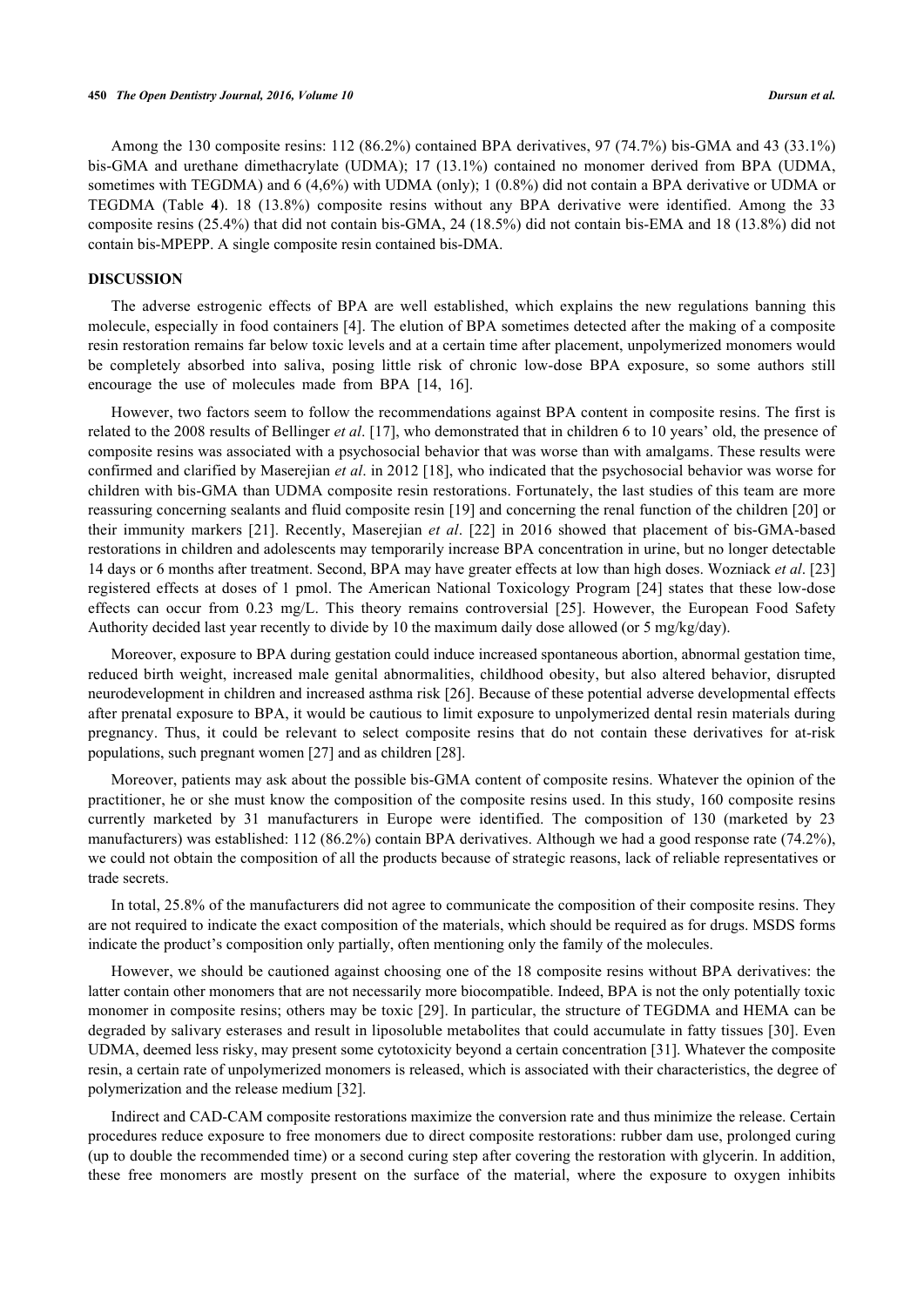Among the 130 composite resins: 112 (86.2%) contained BPA derivatives, 97 (74.7%) bis-GMA and 43 (33.1%) bis-GMA and urethane dimethacrylate (UDMA); 17 (13.1%) contained no monomer derived from BPA (UDMA, sometimes with TEGDMA) and 6 (4,6%) with UDMA (only); 1 (0.8%) did not contain a BPA derivative or UDMA or TEGDMA (Table **4**). 18 (13.8%) composite resins without any BPA derivative were identified. Among the 33 composite resins (25.4%) that did not contain bis-GMA, 24 (18.5%) did not contain bis-EMA and 18 (13.8%) did not contain bis-MPEPP. A single composite resin contained bis-DMA.

## DISCUSSION

The adverse estrogenic effects of BPA are well established, which explains the new regulations banning this molecule, especially in food containers [4]. The elution of BPA sometimes detected after the making of a composite resin restoration remains far below toxic levels and at a certain time after placement, unpolymerized monomers would be completely absorbed into saliva, posing little risk of chronic low-dose BPA exposure, so some authors still encourage the use of molecules made from BPA [14, 16].

However, two factors seem to follow the recommendations against BPA content in composite resins. The first is related to the 2008 results of Bellinger *et al*. [17], who demonstrated that in children 6 to 10 years' old, the presence of composite resins was associated with a psychosocial behavior that was worse than with amalgams. These results were confirmed and clarified by Maserejian *et al*. in 2012 [18], who indicated that the psychosocial behavior was worse for children with bis-GMA than UDMA composite resin restorations. Fortunately, the last studies of this team are more reassuring concerning sealants and fluid composite resin [19] and concerning the renal function of the children [20] or their immunity markers [21]. Recently, Maserejian *et al*. [22] in 2016 showed that placement of bis-GMA-based restorations in children and adolescents may temporarily increase BPA concentration in urine, but no longer detectable 14 days or 6 months after treatment. Second, BPA may have greater effects at low than high doses. Wozniack *et al*. [23] registered effects at doses of 1 pmol. The American National Toxicology Program [24] states that these low-dose effects can occur from 0.23 mg/L. This theory remains controversial [25]. However, the European Food Safety Authority decided last year recently to divide by 10 the maximum daily dose allowed (or 5 mg/kg/day).

Moreover, exposure to BPA during gestation could induce increased spontaneous abortion, abnormal gestation time, reduced birth weight, increased male genital abnormalities, childhood obesity, but also altered behavior, disrupted neurodevelopment in children and increased asthma risk [26]. Because of these potential adverse developmental effects after prenatal exposure to BPA, it would be cautious to limit exposure to unpolymerized dental resin materials during pregnancy. Thus, it could be relevant to select composite resins that do not contain these derivatives for at-risk populations, such pregnant women [27] and as children [28].

Moreover, patients may ask about the possible bis-GMA content of composite resins. Whatever the opinion of the practitioner, he or she must know the composition of the composite resins used. In this study, 160 composite resins currently marketed by 31 manufacturers in Europe were identified. The composition of 130 (marketed by 23 manufacturers) was established: 112 (86.2%) contain BPA derivatives. Although we had a good response rate (74.2%), we could not obtain the composition of all the products because of strategic reasons, lack of reliable representatives or trade secrets.

In total, 25.8% of the manufacturers did not agree to communicate the composition of their composite resins. They are not required to indicate the exact composition of the materials, which should be required as for drugs. MSDS forms indicate the product's composition only partially, often mentioning only the family of the molecules.

However, we should be cautioned against choosing one of the 18 composite resins without BPA derivatives: the latter contain other monomers that are not necessarily more biocompatible. Indeed, BPA is not the only potentially toxic monomer in composite resins; others may be toxic [29]. In particular, the structure of TEGDMA and HEMA can be degraded by salivary esterases and result in liposoluble metabolites that could accumulate in fatty tissues [30]. Even UDMA, deemed less risky, may present some cytotoxicity beyond a certain concentration [31]. Whatever the composite resin, a certain rate of unpolymerized monomers is released, which is associated with their characteristics, the degree of polymerization and the release medium [32].

Indirect and CAD-CAM composite restorations maximize the conversion rate and thus minimize the release. Certain procedures reduce exposure to free monomers due to direct composite restorations: rubber dam use, prolonged curing (up to double the recommended time) or a second curing step after covering the restoration with glycerin. In addition, these free monomers are mostly present on the surface of the material, where the exposure to oxygen inhibits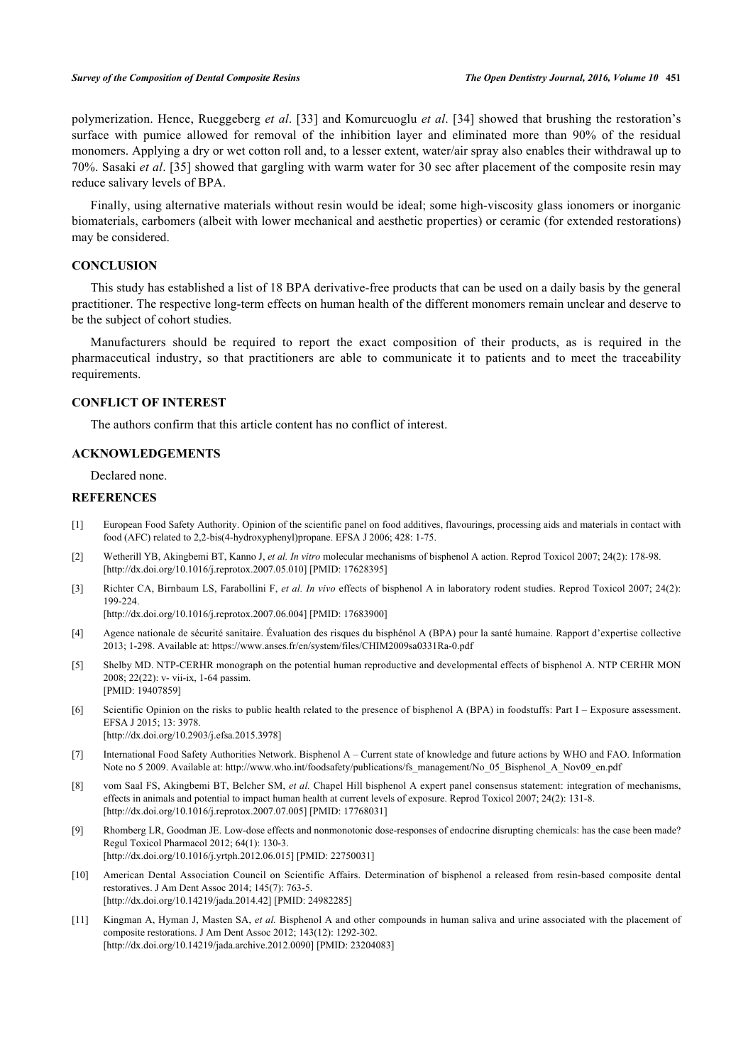polymerization. Hence, Rueggeberg *et al*. [33] and Komurcuoglu *et al*. [34] showed that brushing the restoration's surface with pumice allowed for removal of the inhibition layer and eliminated more than 90% of the residual monomers. Applying a dry or wet cotton roll and, to a lesser extent, water/air spray also enables their withdrawal up to 70%. Sasaki *et al*. [35] showed that gargling with warm water for 30 sec after placement of the composite resin may reduce salivary levels of BPA.

Finally, using alternative materials without resin would be ideal; some high-viscosity glass ionomers or inorganic biomaterials, carbomers (albeit with lower mechanical and aesthetic properties) or ceramic (for extended restorations) may be considered.

## CONCLUSION

This study has established a list of 18 BPA derivative-free products that can be used on a daily basis by the general practitioner. The respective long-term effects on human health of the different monomers remain unclear and deserve to be the subject of cohort studies.

Manufacturers should be required to report the exact composition of their products, as is required in the pharmaceutical industry, so that practitioners are able to communicate it to patients and to meet the traceability requirements.

## CONFLICT OF INTEREST

The authors confirm that this article content has no conflict of interest.

## ACKNOWLEDGEMENTS

Declared none.

## REFERENCES

[1] European Food Safety Authority. Opinion of the scientific panel on food additives, flavourings, processing aids and materials in contact with food (AFC) related to 2,2-bis(4-hydroxyphenyl)propane. EFSA J 2006; 428: 1-75.

[2] Wetherill YB, Akingbemi BT, Kanno J, *et al. In vitro* molecular mechanisms of bisphenol A action. Reprod Toxicol 2007; 24(2): 178-98. [http://dx.doi.org/10.1016/j.reprotox.2007.05.010] [PMID: 17628395]

[3] Richter CA, Birnbaum LS, Farabollini F, *et al. In vivo* effects of bisphenol A in laboratory rodent studies. Reprod Toxicol 2007; 24(2): 199-224. [http://dx.doi.org/10.1016/j.reprotox.2007.06.004] [PMID: 17683900]

[4] Agence nationale de sécurité sanitaire. Évaluation des risques du bisphénol A (BPA) pour la santé humaine. Rapport d'expertise collective 2013; 1-298. Available at: https://www.anses.fr/en/system/files/CHIM2009sa0331Ra-0.pdf

[5] Shelby MD. NTP-CERHR monograph on the potential human reproductive and developmental effects of bisphenol A. NTP CERHR MON 2008; 22(22): v- vii-ix, 1-64 passim. [PMID: 19407859]

[6] Scientific Opinion on the risks to public health related to the presence of bisphenol A (BPA) in foodstuffs: Part I – Exposure assessment. EFSA J 2015; 13: 3978. [http://dx.doi.org/10.2903/j.efsa.2015.3978]

[7] International Food Safety Authorities Network. Bisphenol A – Current state of knowledge and future actions by WHO and FAO. Information Note no 5 2009. Available at: http://www.who.int/foodsafety/publications/fs_management/No_05_Bisphenol_A_Nov09_en.pdf

[8] vom Saal FS, Akingbemi BT, Belcher SM, *et al.* Chapel Hill bisphenol A expert panel consensus statement: integration of mechanisms, effects in animals and potential to impact human health at current levels of exposure. Reprod Toxicol 2007; 24(2): 131-8. [http://dx.doi.org/10.1016/j.reprotox.2007.07.005] [PMID: 17768031]

[9] Rhomberg LR, Goodman JE. Low-dose effects and nonmonotonic dose-responses of endocrine disrupting chemicals: has the case been made? Regul Toxicol Pharmacol 2012; 64(1): 130-3. [http://dx.doi.org/10.1016/j.yrtph.2012.06.015] [PMID: 22750031]

[10] American Dental Association Council on Scientific Affairs. Determination of bisphenol a released from resin-based composite dental restoratives. J Am Dent Assoc 2014; 145(7): 763-5. [http://dx.doi.org/10.14219/jada.2014.42] [PMID: 24982285]

[11] Kingman A, Hyman J, Masten SA, *et al.* Bisphenol A and other compounds in human saliva and urine associated with the placement of composite restorations. J Am Dent Assoc 2012; 143(12): 1292-302. [http://dx.doi.org/10.14219/jada.archive.2012.0090] [PMID: 23204083]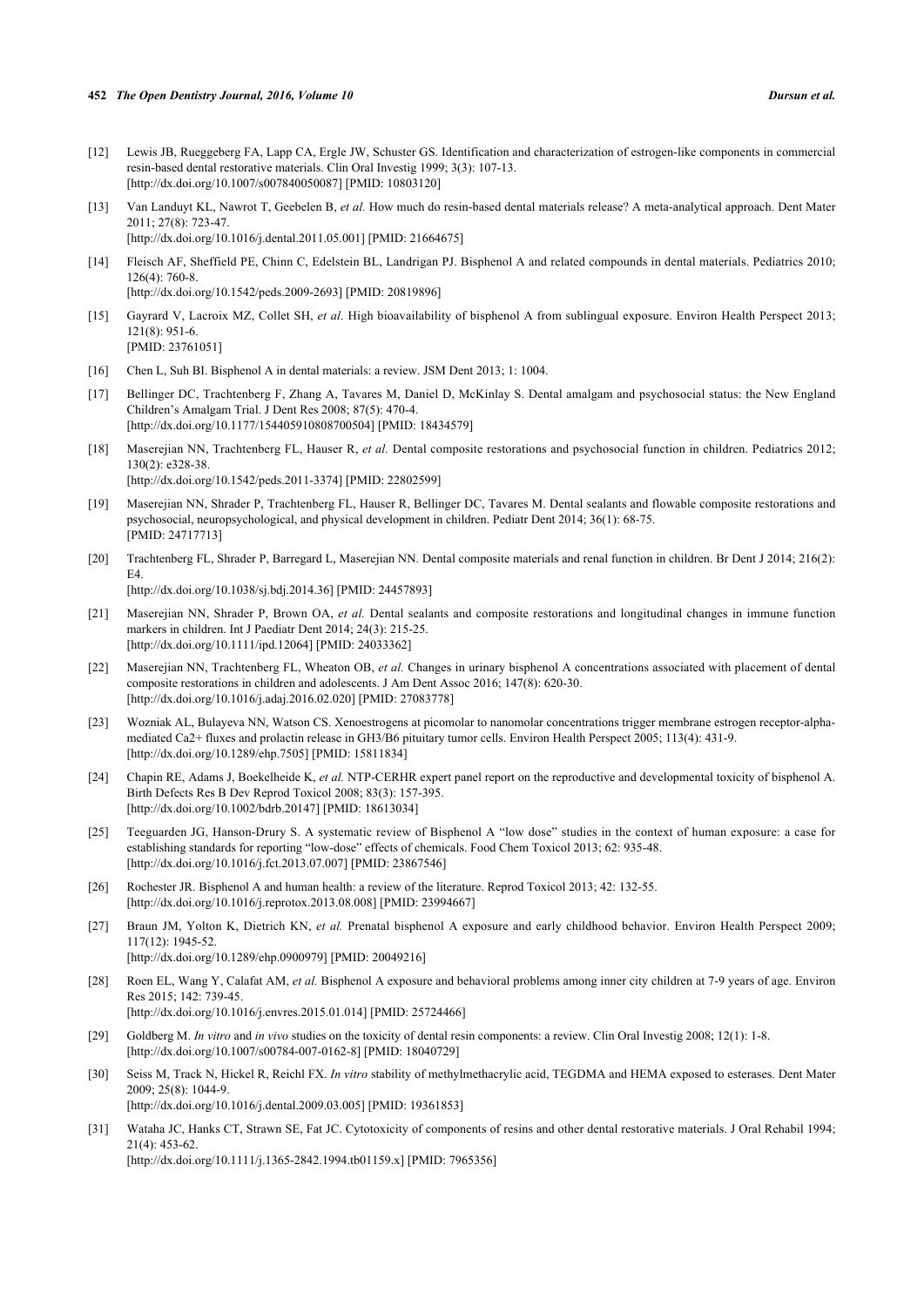[12] Lewis JB, Rueggeberg FA, Lapp CA, Ergle JW, Schuster GS. Identification and characterization of estrogen-like components in commercial resin-based dental restorative materials. Clin Oral Investig 1999; 3(3): 107-13.
[http://dx.doi.org/10.1007/s007840050087] [PMID: 10803120]

[13] Van Landuyt KL, Nawrot T, Geebelen B, *et al.* How much do resin-based dental materials release? A meta-analytical approach. Dent Mater 2011; 27(8): 723-47.
[http://dx.doi.org/10.1016/j.dental.2011.05.001] [PMID: 21664675]

[14] Fleisch AF, Sheffield PE, Chinn C, Edelstein BL, Landrigan PJ. Bisphenol A and related compounds in dental materials. Pediatrics 2010; 126(4): 760-8.
[http://dx.doi.org/10.1542/peds.2009-2693] [PMID: 20819896]

[15] Gayrard V, Lacroix MZ, Collet SH, *et al.* High bioavailability of bisphenol A from sublingual exposure. Environ Health Perspect 2013; 121(8): 951-6.
[PMID: 23761051]

[16] Chen L, Suh BI. Bisphenol A in dental materials: a review. JSM Dent 2013; 1: 1004.

[17] Bellinger DC, Trachtenberg F, Zhang A, Tavares M, Daniel D, McKinlay S. Dental amalgam and psychosocial status: the New England Children's Amalgam Trial. J Dent Res 2008; 87(5): 470-4.
[http://dx.doi.org/10.1177/154405910808700504] [PMID: 18434579]

[18] Maserejian NN, Trachtenberg FL, Hauser R, *et al.* Dental composite restorations and psychosocial function in children. Pediatrics 2012; 130(2): e328-38.
[http://dx.doi.org/10.1542/peds.2011-3374] [PMID: 22802599]

[19] Maserejian NN, Shrader P, Trachtenberg FL, Hauser R, Bellinger DC, Tavares M. Dental sealants and flowable composite restorations and psychosocial, neuropsychological, and physical development in children. Pediatr Dent 2014; 36(1): 68-75.
[PMID: 24717713]

[20] Trachtenberg FL, Shrader P, Barregard L, Maserejian NN. Dental composite materials and renal function in children. Br Dent J 2014; 216(2): E4.
[http://dx.doi.org/10.1038/sj.bdj.2014.36] [PMID: 24457893]

[21] Maserejian NN, Shrader P, Brown OA, *et al.* Dental sealants and composite restorations and longitudinal changes in immune function markers in children. Int J Paediatr Dent 2014; 24(3): 215-25.
[http://dx.doi.org/10.1111/ipd.12064] [PMID: 24033362]

[22] Maserejian NN, Trachtenberg FL, Wheaton OB, *et al.* Changes in urinary bisphenol A concentrations associated with placement of dental composite restorations in children and adolescents. J Am Dent Assoc 2016; 147(8): 620-30.
[http://dx.doi.org/10.1016/j.adaj.2016.02.020] [PMID: 27083778]

[23] Wozniak AL, Bulayeva NN, Watson CS. Xenoestrogens at picomolar to nanomolar concentrations trigger membrane estrogen receptor-alpha-mediated Ca2+ fluxes and prolactin release in GH3/B6 pituitary tumor cells. Environ Health Perspect 2005; 113(4): 431-9.
[http://dx.doi.org/10.1289/ehp.7505] [PMID: 15811834]

[24] Chapin RE, Adams J, Boekelheide K, *et al.* NTP-CERHR expert panel report on the reproductive and developmental toxicity of bisphenol A. Birth Defects Res B Dev Reprod Toxicol 2008; 83(3): 157-395.
[http://dx.doi.org/10.1002/bdrb.20147] [PMID: 18613034]

[25] Teeguarden JG, Hanson-Drury S. A systematic review of Bisphenol A "low dose" studies in the context of human exposure: a case for establishing standards for reporting "low-dose" effects of chemicals. Food Chem Toxicol 2013; 62: 935-48.
[http://dx.doi.org/10.1016/j.fct.2013.07.007] [PMID: 23867546]

[26] Rochester JR. Bisphenol A and human health: a review of the literature. Reprod Toxicol 2013; 42: 132-55.
[http://dx.doi.org/10.1016/j.reprotox.2013.08.008] [PMID: 23994667]

[27] Braun JM, Yolton K, Dietrich KN, *et al.* Prenatal bisphenol A exposure and early childhood behavior. Environ Health Perspect 2009; 117(12): 1945-52.
[http://dx.doi.org/10.1289/ehp.0900979] [PMID: 20049216]

[28] Roen EL, Wang Y, Calafat AM, *et al.* Bisphenol A exposure and behavioral problems among inner city children at 7-9 years of age. Environ Res 2015; 142: 739-45.
[http://dx.doi.org/10.1016/j.envres.2015.01.014] [PMID: 25724466]

[29] Goldberg M. *In vitro* and *in vivo* studies on the toxicity of dental resin components: a review. Clin Oral Investig 2008; 12(1): 1-8.
[http://dx.doi.org/10.1007/s00784-007-0162-8] [PMID: 18040729]

[30] Seiss M, Track N, Hickel R, Reichl FX. *In vitro* stability of methylmethacrylic acid, TEGDMA and HEMA exposed to esterases. Dent Mater 2009; 25(8): 1044-9.
[http://dx.doi.org/10.1016/j.dental.2009.03.005] [PMID: 19361853]

[31] Wataha JC, Hanks CT, Strawn SE, Fat JC. Cytotoxicity of components of resins and other dental restorative materials. J Oral Rehabil 1994; 21(4): 453-62.
[http://dx.doi.org/10.1111/j.1365-2842.1994.tb01159.x] [PMID: 7965356]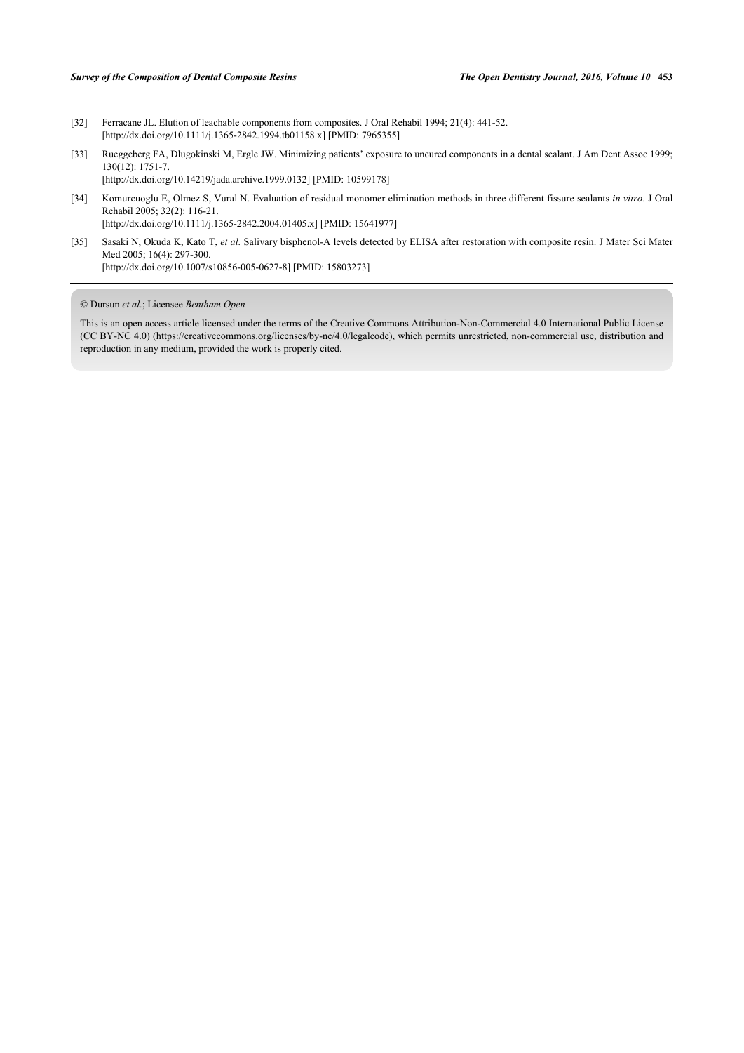[32] Ferracane JL. Elution of leachable components from composites. J Oral Rehabil 1994; 21(4): 441-52. [http://dx.doi.org/10.1111/j.1365-2842.1994.tb01158.x] [PMID: 7965355]

[33] Rueggeberg FA, Dlugokinski M, Ergle JW. Minimizing patients' exposure to uncured components in a dental sealant. J Am Dent Assoc 1999; 130(12): 1751-7. [http://dx.doi.org/10.14219/jada.archive.1999.0132] [PMID: 10599178]

[34] Komurcuoglu E, Olmez S, Vural N. Evaluation of residual monomer elimination methods in three different fissure sealants *in vitro.* J Oral Rehabil 2005; 32(2): 116-21. [http://dx.doi.org/10.1111/j.1365-2842.2004.01405.x] [PMID: 15641977]

[35] Sasaki N, Okuda K, Kato T, *et al.* Salivary bisphenol-A levels detected by ELISA after restoration with composite resin. J Mater Sci Mater Med 2005; 16(4): 297-300. [http://dx.doi.org/10.1007/s10856-005-0627-8] [PMID: 15803273]

---

© Dursun *et al*.; Licensee *Bentham Open*

This is an open access article licensed under the terms of the Creative Commons Attribution-Non-Commercial 4.0 International Public License (CC BY-NC 4.0) (https://creativecommons.org/licenses/by-nc/4.0/legalcode), which permits unrestricted, non-commercial use, distribution and reproduction in any medium, provided the work is properly cited.